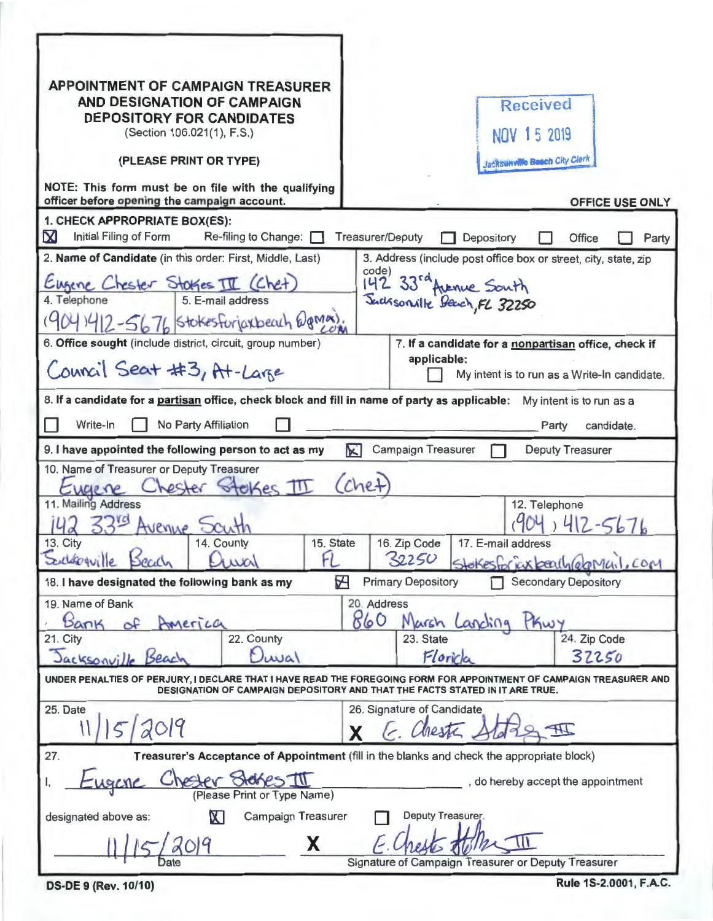**APPOINTMENT OF CAMPAIGN TREASURER AND DESIGNATION OF CAMPAIGN DEPOSITORY FOR CANDIDATES**
(Section 106.021(1), F.S.)

**(PLEASE PRINT OR TYPE)**

**NOTE: This form must be on file with the qualifying officer before opening the campaign account.**

Received
NOV 15 2019
Jacksonville Beach City Clerk

**OFFICE USE ONLY**

**1. CHECK APPROPRIATE BOX(ES):**

[X] Initial Filing of Form   Re-filing to Change: [ ] Treasurer/Deputy [ ] Depository [ ] Office [ ] Party

**2. Name of Candidate** (in this order: First, Middle, Last)
Eugene Chester Stokes III (Chet)

3. Address (include post office box or street, city, state, zip code)
142 33rd Avenue South
Jacksonville Beach, FL 32250

4. Telephone
(904) 412-5676

5. E-mail address
stokesforjaxbeach@gmail.com

6. **Office sought** (include district, circuit, group number)
Council Seat #3, At-Large

**7. If a candidate for a nonpartisan office, check if applicable:**
[ ] My intent is to run as a Write-In candidate.

**8. If a candidate for a partisan office, check block and fill in name of party as applicable:** My intent is to run as a
[ ] Write-In [ ] No Party Affiliation [ ] ______________ Party candidate.

**9. I have appointed the following person to act as my** [X] Campaign Treasurer [ ] Deputy Treasurer

10. Name of Treasurer or Deputy Treasurer
Eugene Chester Stokes III (Chet)

11. Mailing Address
142 33rd Avenue South

12. Telephone
(904) 412-5676

| 13. City | 14. County | 15. State | 16. Zip Code | 17. E-mail address |
|---|---|---|---|---|
| Jacksonville Beach | Duval | FL | 32250 | stokesforjaxbeach@gmail.com |

**18. I have designated the following bank as my** [X] Primary Depository [ ] Secondary Depository

19. Name of Bank
Bank of America

20. Address
860 Marsh Landing Pkwy

| 21. City | 22. County | 23. State | 24. Zip Code |
|---|---|---|---|
| Jacksonville Beach | Duval | Florida | 32250 |

**UNDER PENALTIES OF PERJURY, I DECLARE THAT I HAVE READ THE FOREGOING FORM FOR APPOINTMENT OF CAMPAIGN TREASURER AND DESIGNATION OF CAMPAIGN DEPOSITORY AND THAT THE FACTS STATED IN IT ARE TRUE.**

25. Date
11/15/2019

26. Signature of Candidate
X E. Chester Stokes III

27. **Treasurer's Acceptance of Appointment** (fill in the blanks and check the appropriate block)

I, Eugene Chester Stokes III, do hereby accept the appointment
(Please Print or Type Name)

designated above as: [X] Campaign Treasurer [ ] Deputy Treasurer.

11/15/2019
Date

X E. Chester Stokes III
Signature of Campaign Treasurer or Deputy Treasurer

**DS-DE 9 (Rev. 10/10)** **Rule 1S-2.0001, F.A.C.**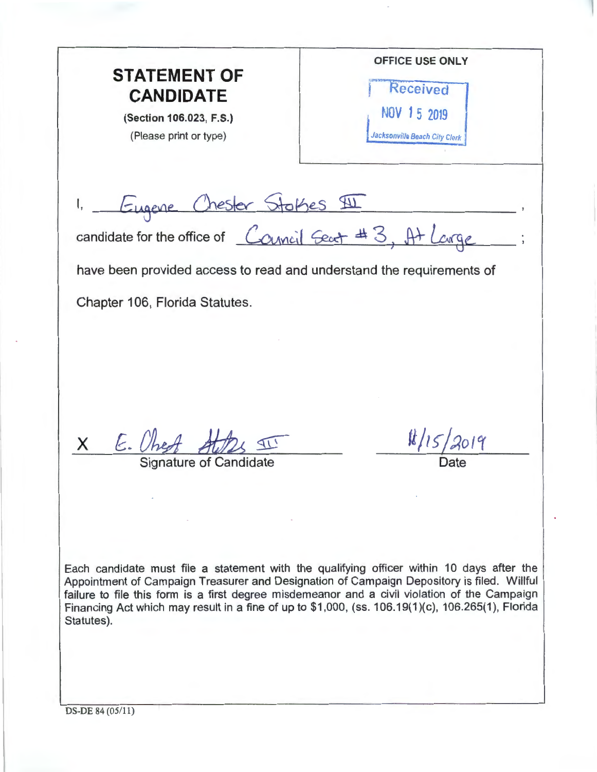# STATEMENT OF CANDIDATE

**(Section 106.023, F.S.)**

(Please print or type)

OFFICE USE ONLY

Received
NOV 15 2019
Jacksonville Beach City Clerk

I, Eugene Chester Stokes III,

candidate for the office of Council Seat # 3, At Large;

have been provided access to read and understand the requirements of Chapter 106, Florida Statutes.

X E. Chester Stokes III
Signature of Candidate

11/15/2019
Date

Each candidate must file a statement with the qualifying officer within 10 days after the Appointment of Campaign Treasurer and Designation of Campaign Depository is filed. Willful failure to file this form is a first degree misdemeanor and a civil violation of the Campaign Financing Act which may result in a fine of up to $1,000, (ss. 106.19(1)(c), 106.265(1), Florida Statutes).

DS-DE 84 (05/11)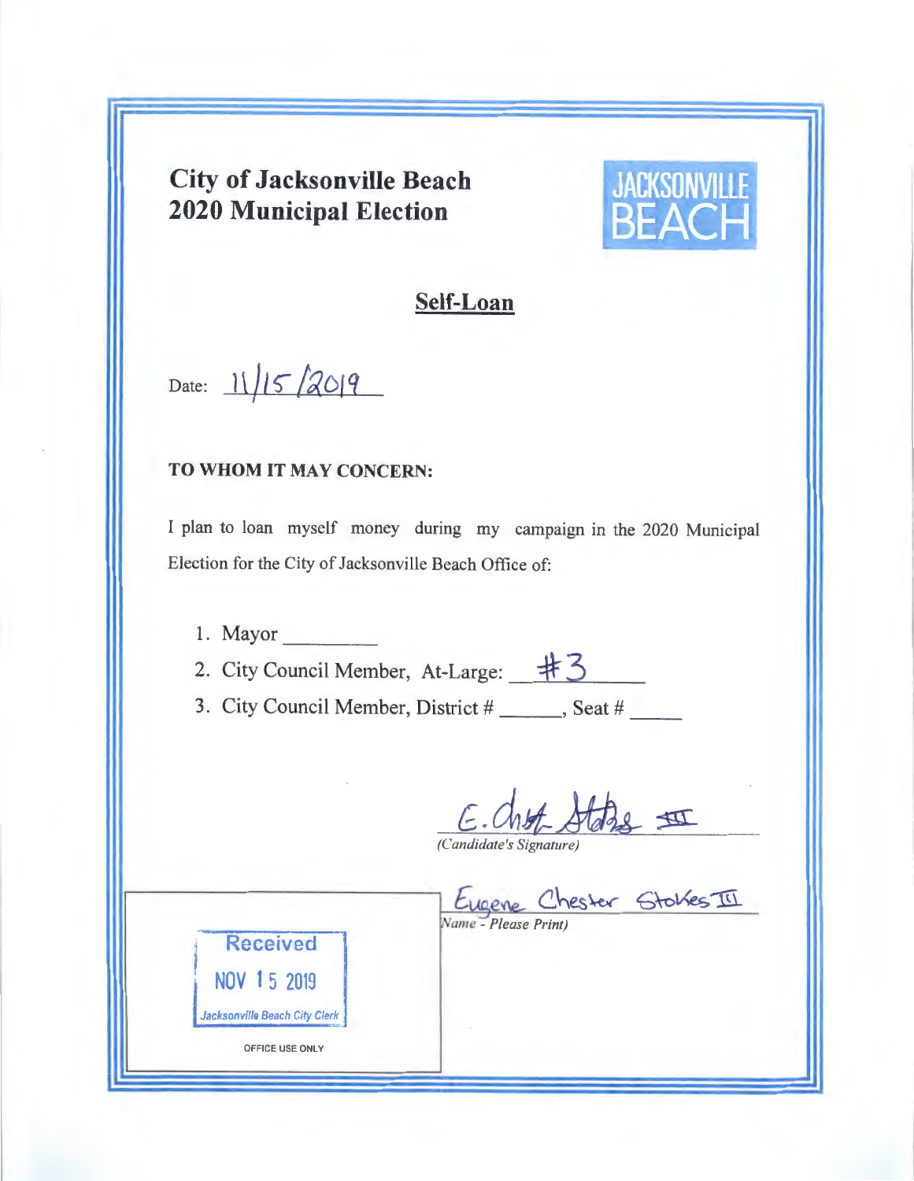# City of Jacksonville Beach
# 2020 Municipal Election

JACKSONVILLE BEACH

## Self-Loan

Date: 11/15/2019

**TO WHOM IT MAY CONCERN:**

I plan to loan myself money during my campaign in the 2020 Municipal Election for the City of Jacksonville Beach Office of:

1. Mayor ________
2. City Council Member, At-Large: #3
3. City Council Member, District # ______, Seat # _____

E. Chest Stokes III

*(Candidate's Signature)*

Eugene Chester Stokes III

*(Name - Please Print)*

Received
NOV 15 2019
Jacksonville Beach City Clerk

OFFICE USE ONLY